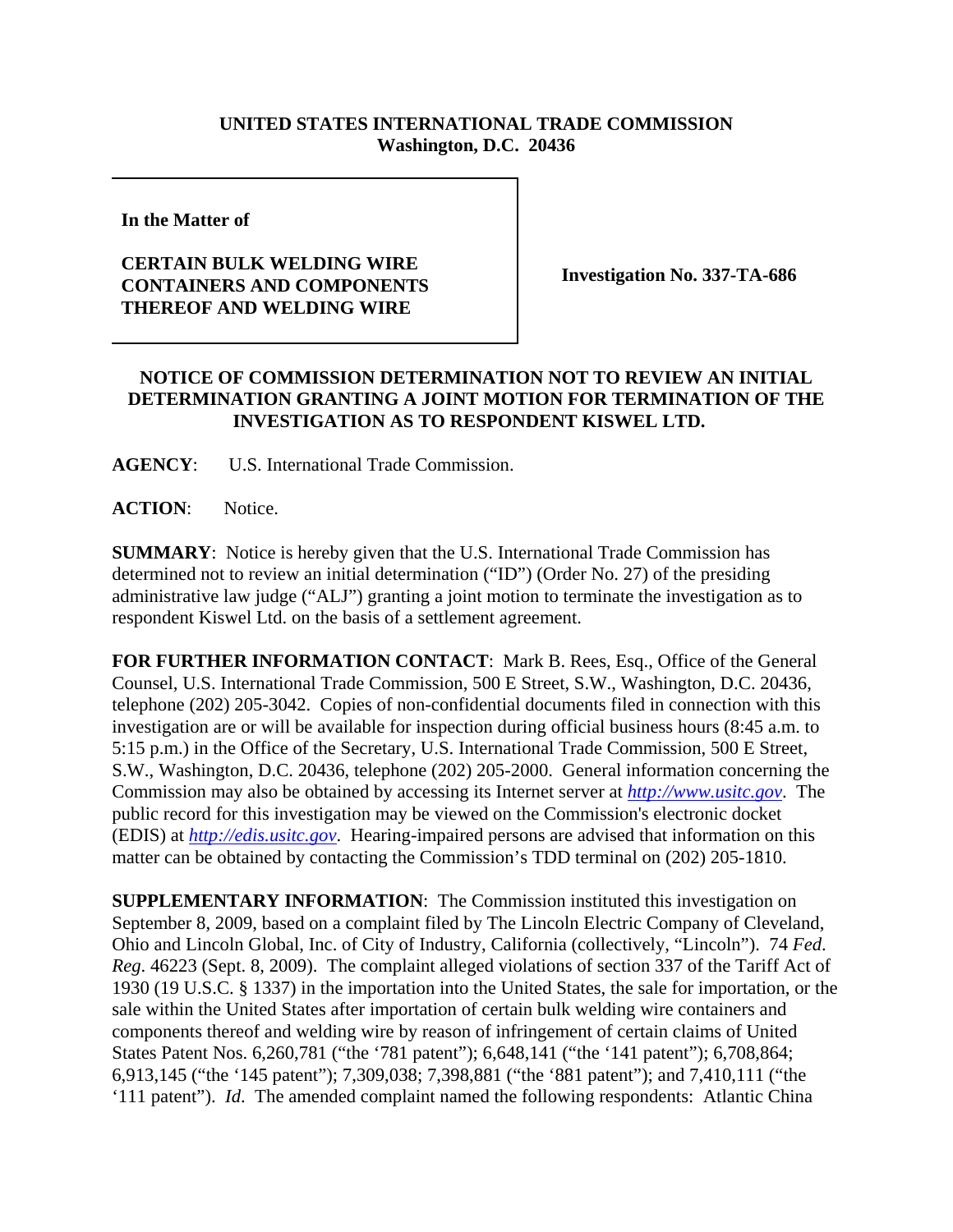**UNITED STATES INTERNATIONAL TRADE COMMISSION**
**Washington, D.C. 20436**

| **In the Matter of** **CERTAIN BULK WELDING WIRE CONTAINERS AND COMPONENTS THEREOF AND WELDING WIRE** | **Investigation No. 337-TA-686** |
|---|---|

## NOTICE OF COMMISSION DETERMINATION NOT TO REVIEW AN INITIAL DETERMINATION GRANTING A JOINT MOTION FOR TERMINATION OF THE INVESTIGATION AS TO RESPONDENT KISWEL LTD.

**AGENCY**: U.S. International Trade Commission.

**ACTION**: Notice.

**SUMMARY**: Notice is hereby given that the U.S. International Trade Commission has determined not to review an initial determination ("ID") (Order No. 27) of the presiding administrative law judge ("ALJ") granting a joint motion to terminate the investigation as to respondent Kiswel Ltd. on the basis of a settlement agreement.

**FOR FURTHER INFORMATION CONTACT**: Mark B. Rees, Esq., Office of the General Counsel, U.S. International Trade Commission, 500 E Street, S.W., Washington, D.C. 20436, telephone (202) 205-3042. Copies of non-confidential documents filed in connection with this investigation are or will be available for inspection during official business hours (8:45 a.m. to 5:15 p.m.) in the Office of the Secretary, U.S. International Trade Commission, 500 E Street, S.W., Washington, D.C. 20436, telephone (202) 205-2000. General information concerning the Commission may also be obtained by accessing its Internet server at *http://www.usitc.gov*. The public record for this investigation may be viewed on the Commission's electronic docket (EDIS) at *http://edis.usitc.gov*. Hearing-impaired persons are advised that information on this matter can be obtained by contacting the Commission's TDD terminal on (202) 205-1810.

**SUPPLEMENTARY INFORMATION**: The Commission instituted this investigation on September 8, 2009, based on a complaint filed by The Lincoln Electric Company of Cleveland, Ohio and Lincoln Global, Inc. of City of Industry, California (collectively, "Lincoln"). 74 *Fed. Reg.* 46223 (Sept. 8, 2009). The complaint alleged violations of section 337 of the Tariff Act of 1930 (19 U.S.C. § 1337) in the importation into the United States, the sale for importation, or the sale within the United States after importation of certain bulk welding wire containers and components thereof and welding wire by reason of infringement of certain claims of United States Patent Nos. 6,260,781 ("the '781 patent"); 6,648,141 ("the '141 patent"); 6,708,864; 6,913,145 ("the '145 patent"); 7,309,038; 7,398,881 ("the '881 patent"); and 7,410,111 ("the '111 patent"). *Id*. The amended complaint named the following respondents: Atlantic China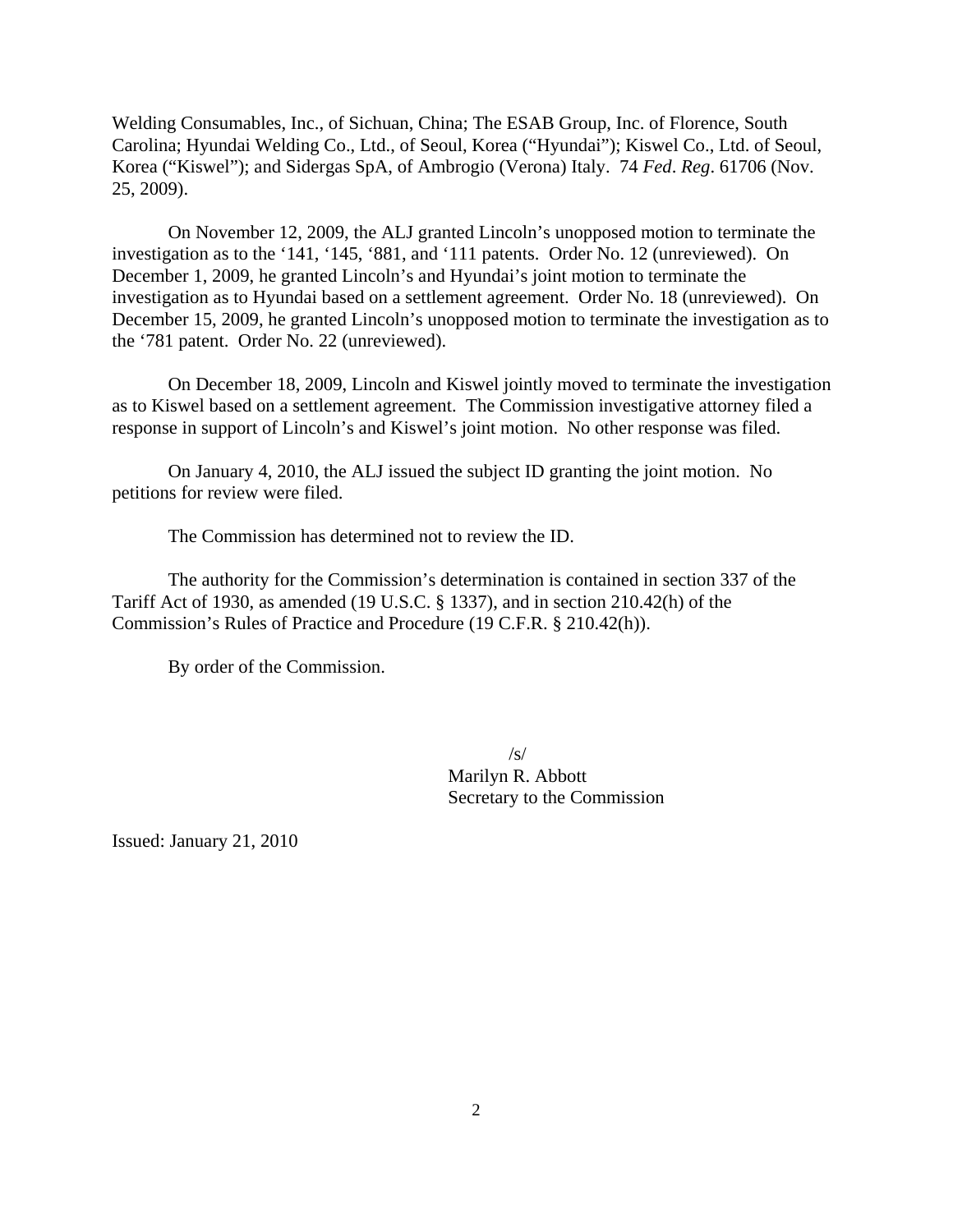Welding Consumables, Inc., of Sichuan, China; The ESAB Group, Inc. of Florence, South Carolina; Hyundai Welding Co., Ltd., of Seoul, Korea ("Hyundai"); Kiswel Co., Ltd. of Seoul, Korea ("Kiswel"); and Sidergas SpA, of Ambrogio (Verona) Italy. 74 *Fed*. *Reg*. 61706 (Nov. 25, 2009).

On November 12, 2009, the ALJ granted Lincoln's unopposed motion to terminate the investigation as to the '141, '145, '881, and '111 patents. Order No. 12 (unreviewed). On December 1, 2009, he granted Lincoln's and Hyundai's joint motion to terminate the investigation as to Hyundai based on a settlement agreement. Order No. 18 (unreviewed). On December 15, 2009, he granted Lincoln's unopposed motion to terminate the investigation as to the '781 patent. Order No. 22 (unreviewed).

On December 18, 2009, Lincoln and Kiswel jointly moved to terminate the investigation as to Kiswel based on a settlement agreement. The Commission investigative attorney filed a response in support of Lincoln's and Kiswel's joint motion. No other response was filed.

On January 4, 2010, the ALJ issued the subject ID granting the joint motion. No petitions for review were filed.

The Commission has determined not to review the ID.

The authority for the Commission's determination is contained in section 337 of the Tariff Act of 1930, as amended (19 U.S.C. § 1337), and in section 210.42(h) of the Commission's Rules of Practice and Procedure (19 C.F.R. § 210.42(h)).

By order of the Commission.

/s/
Marilyn R. Abbott
Secretary to the Commission

Issued: January 21, 2010